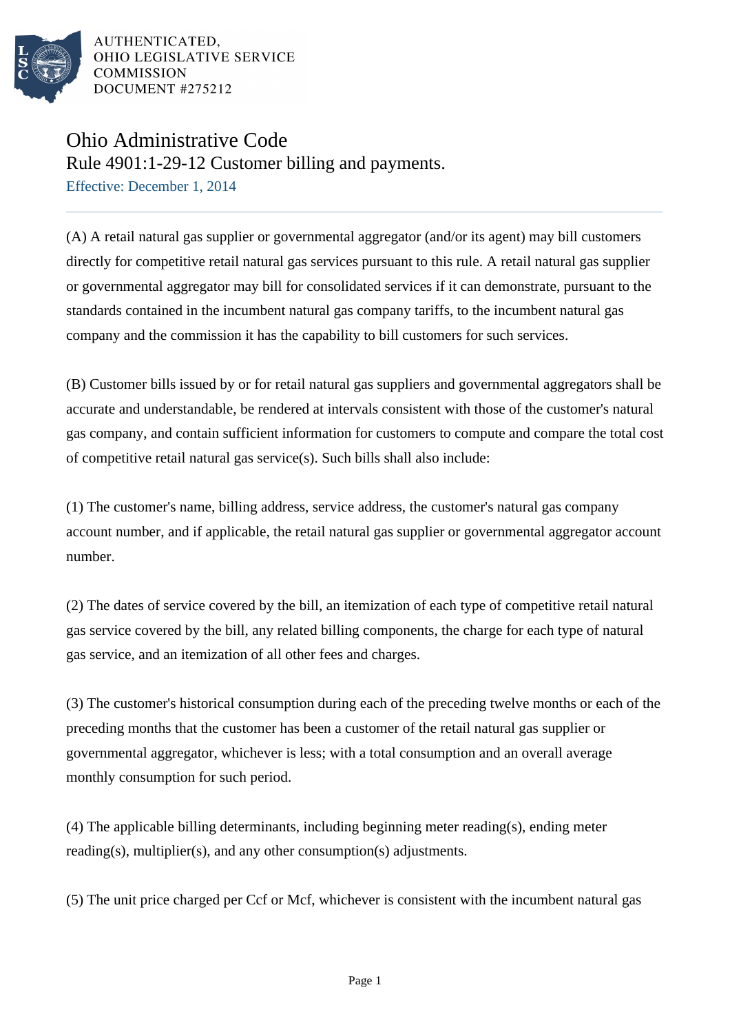AUTHENTICATED,
OHIO LEGISLATIVE SERVICE
COMMISSION
DOCUMENT #275212

# Ohio Administrative Code

## Rule 4901:1-29-12 Customer billing and payments.

Effective: December 1, 2014

(A) A retail natural gas supplier or governmental aggregator (and/or its agent) may bill customers directly for competitive retail natural gas services pursuant to this rule. A retail natural gas supplier or governmental aggregator may bill for consolidated services if it can demonstrate, pursuant to the standards contained in the incumbent natural gas company tariffs, to the incumbent natural gas company and the commission it has the capability to bill customers for such services.

(B) Customer bills issued by or for retail natural gas suppliers and governmental aggregators shall be accurate and understandable, be rendered at intervals consistent with those of the customer's natural gas company, and contain sufficient information for customers to compute and compare the total cost of competitive retail natural gas service(s). Such bills shall also include:

(1) The customer's name, billing address, service address, the customer's natural gas company account number, and if applicable, the retail natural gas supplier or governmental aggregator account number.

(2) The dates of service covered by the bill, an itemization of each type of competitive retail natural gas service covered by the bill, any related billing components, the charge for each type of natural gas service, and an itemization of all other fees and charges.

(3) The customer's historical consumption during each of the preceding twelve months or each of the preceding months that the customer has been a customer of the retail natural gas supplier or governmental aggregator, whichever is less; with a total consumption and an overall average monthly consumption for such period.

(4) The applicable billing determinants, including beginning meter reading(s), ending meter reading(s), multiplier(s), and any other consumption(s) adjustments.

(5) The unit price charged per Ccf or Mcf, whichever is consistent with the incumbent natural gas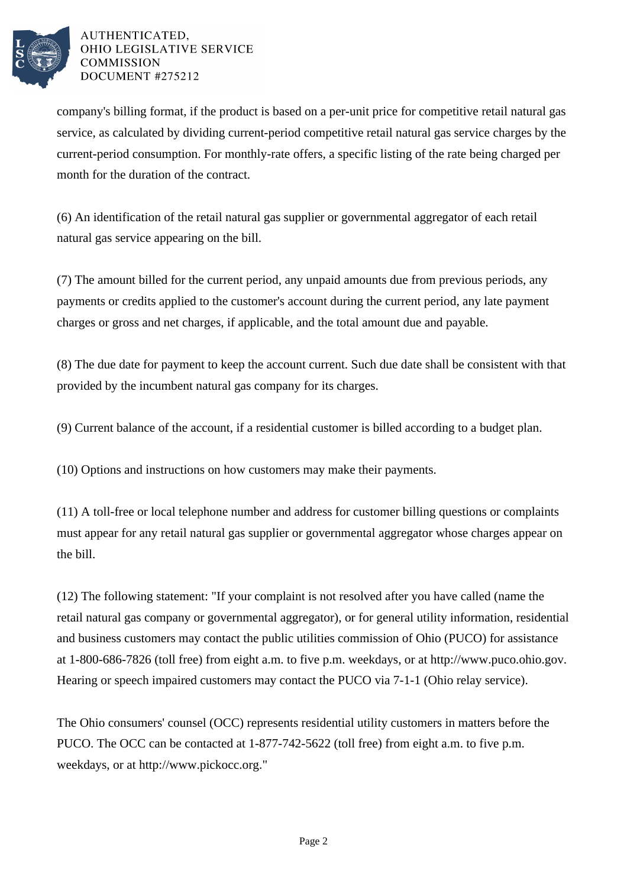company's billing format, if the product is based on a per-unit price for competitive retail natural gas service, as calculated by dividing current-period competitive retail natural gas service charges by the current-period consumption. For monthly-rate offers, a specific listing of the rate being charged per month for the duration of the contract.

(6) An identification of the retail natural gas supplier or governmental aggregator of each retail natural gas service appearing on the bill.

(7) The amount billed for the current period, any unpaid amounts due from previous periods, any payments or credits applied to the customer's account during the current period, any late payment charges or gross and net charges, if applicable, and the total amount due and payable.

(8) The due date for payment to keep the account current. Such due date shall be consistent with that provided by the incumbent natural gas company for its charges.

(9) Current balance of the account, if a residential customer is billed according to a budget plan.

(10) Options and instructions on how customers may make their payments.

(11) A toll-free or local telephone number and address for customer billing questions or complaints must appear for any retail natural gas supplier or governmental aggregator whose charges appear on the bill.

(12) The following statement: "If your complaint is not resolved after you have called (name the retail natural gas company or governmental aggregator), or for general utility information, residential and business customers may contact the public utilities commission of Ohio (PUCO) for assistance at 1-800-686-7826 (toll free) from eight a.m. to five p.m. weekdays, or at http://www.puco.ohio.gov. Hearing or speech impaired customers may contact the PUCO via 7-1-1 (Ohio relay service).

The Ohio consumers' counsel (OCC) represents residential utility customers in matters before the PUCO. The OCC can be contacted at 1-877-742-5622 (toll free) from eight a.m. to five p.m. weekdays, or at http://www.pickocc.org."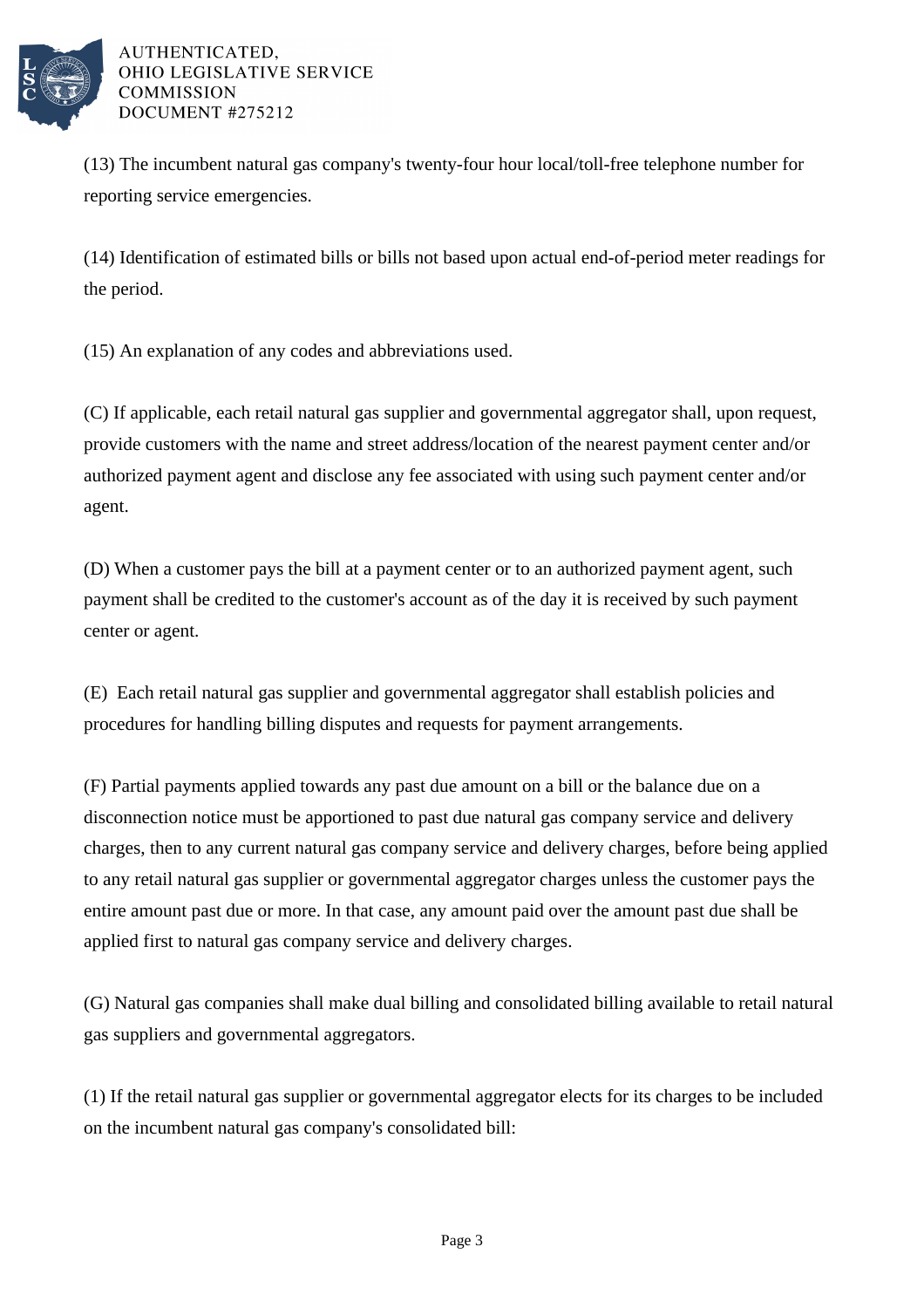(13) The incumbent natural gas company's twenty-four hour local/toll-free telephone number for reporting service emergencies.

(14) Identification of estimated bills or bills not based upon actual end-of-period meter readings for the period.

(15) An explanation of any codes and abbreviations used.

(C) If applicable, each retail natural gas supplier and governmental aggregator shall, upon request, provide customers with the name and street address/location of the nearest payment center and/or authorized payment agent and disclose any fee associated with using such payment center and/or agent.

(D) When a customer pays the bill at a payment center or to an authorized payment agent, such payment shall be credited to the customer's account as of the day it is received by such payment center or agent.

(E) Each retail natural gas supplier and governmental aggregator shall establish policies and procedures for handling billing disputes and requests for payment arrangements.

(F) Partial payments applied towards any past due amount on a bill or the balance due on a disconnection notice must be apportioned to past due natural gas company service and delivery charges, then to any current natural gas company service and delivery charges, before being applied to any retail natural gas supplier or governmental aggregator charges unless the customer pays the entire amount past due or more. In that case, any amount paid over the amount past due shall be applied first to natural gas company service and delivery charges.

(G) Natural gas companies shall make dual billing and consolidated billing available to retail natural gas suppliers and governmental aggregators.

(1) If the retail natural gas supplier or governmental aggregator elects for its charges to be included on the incumbent natural gas company's consolidated bill: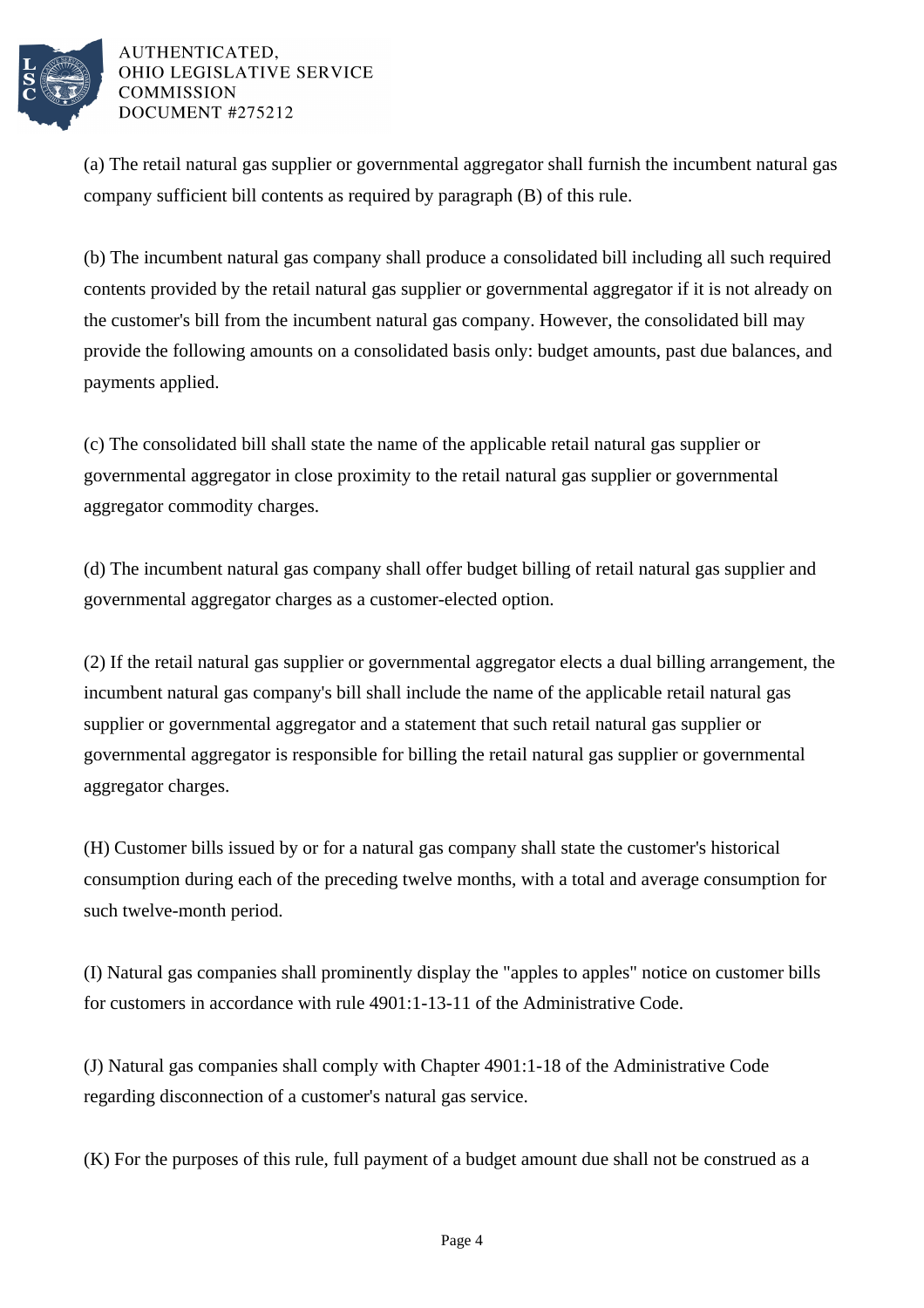(a) The retail natural gas supplier or governmental aggregator shall furnish the incumbent natural gas company sufficient bill contents as required by paragraph (B) of this rule.

(b) The incumbent natural gas company shall produce a consolidated bill including all such required contents provided by the retail natural gas supplier or governmental aggregator if it is not already on the customer's bill from the incumbent natural gas company. However, the consolidated bill may provide the following amounts on a consolidated basis only: budget amounts, past due balances, and payments applied.

(c) The consolidated bill shall state the name of the applicable retail natural gas supplier or governmental aggregator in close proximity to the retail natural gas supplier or governmental aggregator commodity charges.

(d) The incumbent natural gas company shall offer budget billing of retail natural gas supplier and governmental aggregator charges as a customer-elected option.

(2) If the retail natural gas supplier or governmental aggregator elects a dual billing arrangement, the incumbent natural gas company's bill shall include the name of the applicable retail natural gas supplier or governmental aggregator and a statement that such retail natural gas supplier or governmental aggregator is responsible for billing the retail natural gas supplier or governmental aggregator charges.

(H) Customer bills issued by or for a natural gas company shall state the customer's historical consumption during each of the preceding twelve months, with a total and average consumption for such twelve-month period.

(I) Natural gas companies shall prominently display the "apples to apples" notice on customer bills for customers in accordance with rule 4901:1-13-11 of the Administrative Code.

(J) Natural gas companies shall comply with Chapter 4901:1-18 of the Administrative Code regarding disconnection of a customer's natural gas service.

(K) For the purposes of this rule, full payment of a budget amount due shall not be construed as a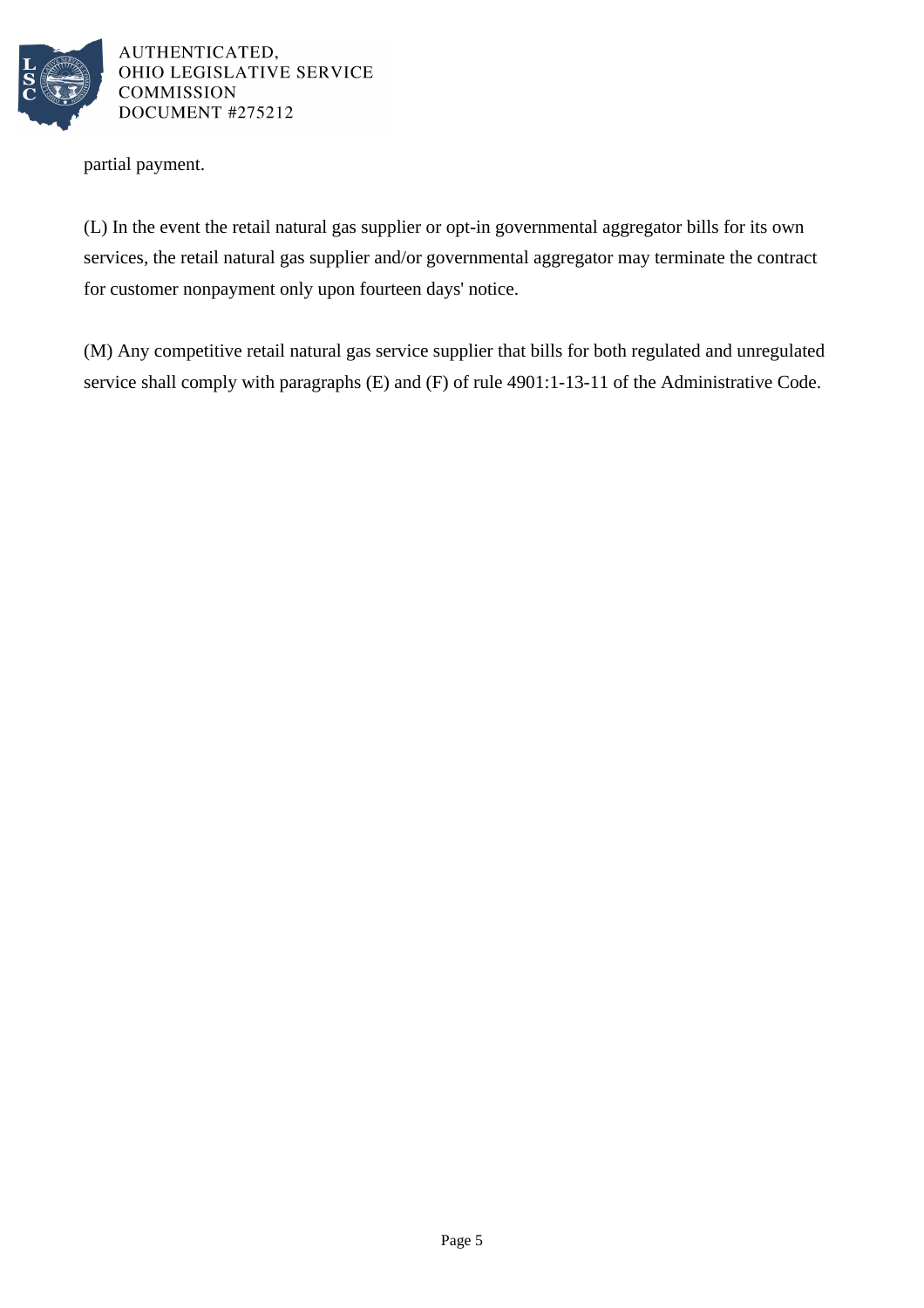partial payment.

(L) In the event the retail natural gas supplier or opt-in governmental aggregator bills for its own services, the retail natural gas supplier and/or governmental aggregator may terminate the contract for customer nonpayment only upon fourteen days' notice.

(M) Any competitive retail natural gas service supplier that bills for both regulated and unregulated service shall comply with paragraphs (E) and (F) of rule 4901:1-13-11 of the Administrative Code.